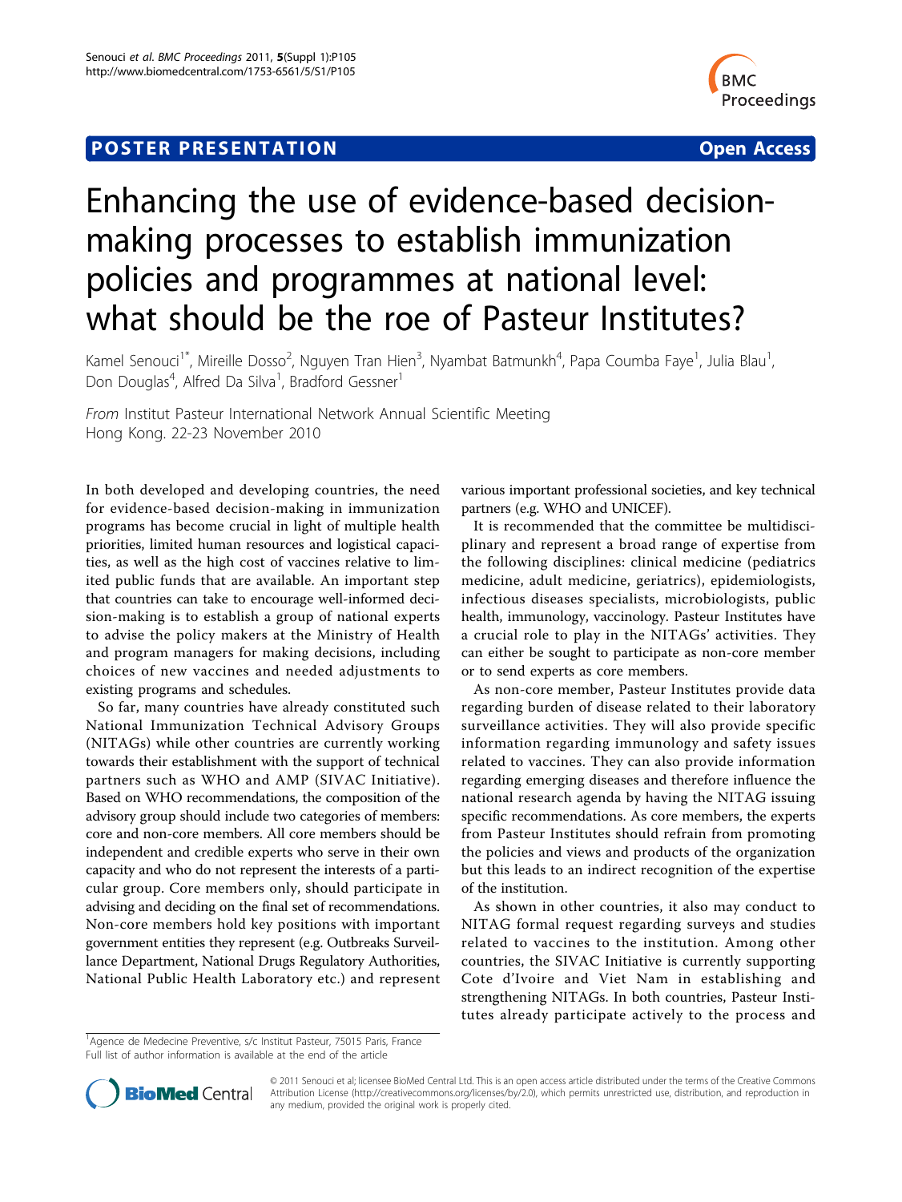POSTER PRESENTATION Open Access

# Enhancing the use of evidence-based decision-making processes to establish immunization policies and programmes at national level: what should be the roe of Pasteur Institutes?

Kamel Senouci[1*], Mireille Dosso[2], Nguyen Tran Hien[3], Nyambat Batmunkh[4], Papa Coumba Faye[1], Julia Blau[1], Don Douglas[4], Alfred Da Silva[1], Bradford Gessner[1]

*From* Institut Pasteur International Network Annual Scientific Meeting
Hong Kong. 22-23 November 2010

In both developed and developing countries, the need for evidence-based decision-making in immunization programs has become crucial in light of multiple health priorities, limited human resources and logistical capacities, as well as the high cost of vaccines relative to limited public funds that are available. An important step that countries can take to encourage well-informed decision-making is to establish a group of national experts to advise the policy makers at the Ministry of Health and program managers for making decisions, including choices of new vaccines and needed adjustments to existing programs and schedules.

So far, many countries have already constituted such National Immunization Technical Advisory Groups (NITAGs) while other countries are currently working towards their establishment with the support of technical partners such as WHO and AMP (SIVAC Initiative). Based on WHO recommendations, the composition of the advisory group should include two categories of members: core and non-core members. All core members should be independent and credible experts who serve in their own capacity and who do not represent the interests of a particular group. Core members only, should participate in advising and deciding on the final set of recommendations. Non-core members hold key positions with important government entities they represent (e.g. Outbreaks Surveillance Department, National Drugs Regulatory Authorities, National Public Health Laboratory etc.) and represent various important professional societies, and key technical partners (e.g. WHO and UNICEF).

It is recommended that the committee be multidisciplinary and represent a broad range of expertise from the following disciplines: clinical medicine (pediatrics medicine, adult medicine, geriatrics), epidemiologists, infectious diseases specialists, microbiologists, public health, immunology, vaccinology. Pasteur Institutes have a crucial role to play in the NITAGs' activities. They can either be sought to participate as non-core member or to send experts as core members.

As non-core member, Pasteur Institutes provide data regarding burden of disease related to their laboratory surveillance activities. They will also provide specific information regarding immunology and safety issues related to vaccines. They can also provide information regarding emerging diseases and therefore influence the national research agenda by having the NITAG issuing specific recommendations. As core members, the experts from Pasteur Institutes should refrain from promoting the policies and views and products of the organization but this leads to an indirect recognition of the expertise of the institution.

As shown in other countries, it also may conduct to NITAG formal request regarding surveys and studies related to vaccines to the institution. Among other countries, the SIVAC Initiative is currently supporting Cote d'Ivoire and Viet Nam in establishing and strengthening NITAGs. In both countries, Pasteur Institutes already participate actively to the process and

[1]Agence de Medecine Preventive, s/c Institut Pasteur, 75015 Paris, France
Full list of author information is available at the end of the article

© 2011 Senouci et al; licensee BioMed Central Ltd. This is an open access article distributed under the terms of the Creative Commons Attribution License (http://creativecommons.org/licenses/by/2.0), which permits unrestricted use, distribution, and reproduction in any medium, provided the original work is properly cited.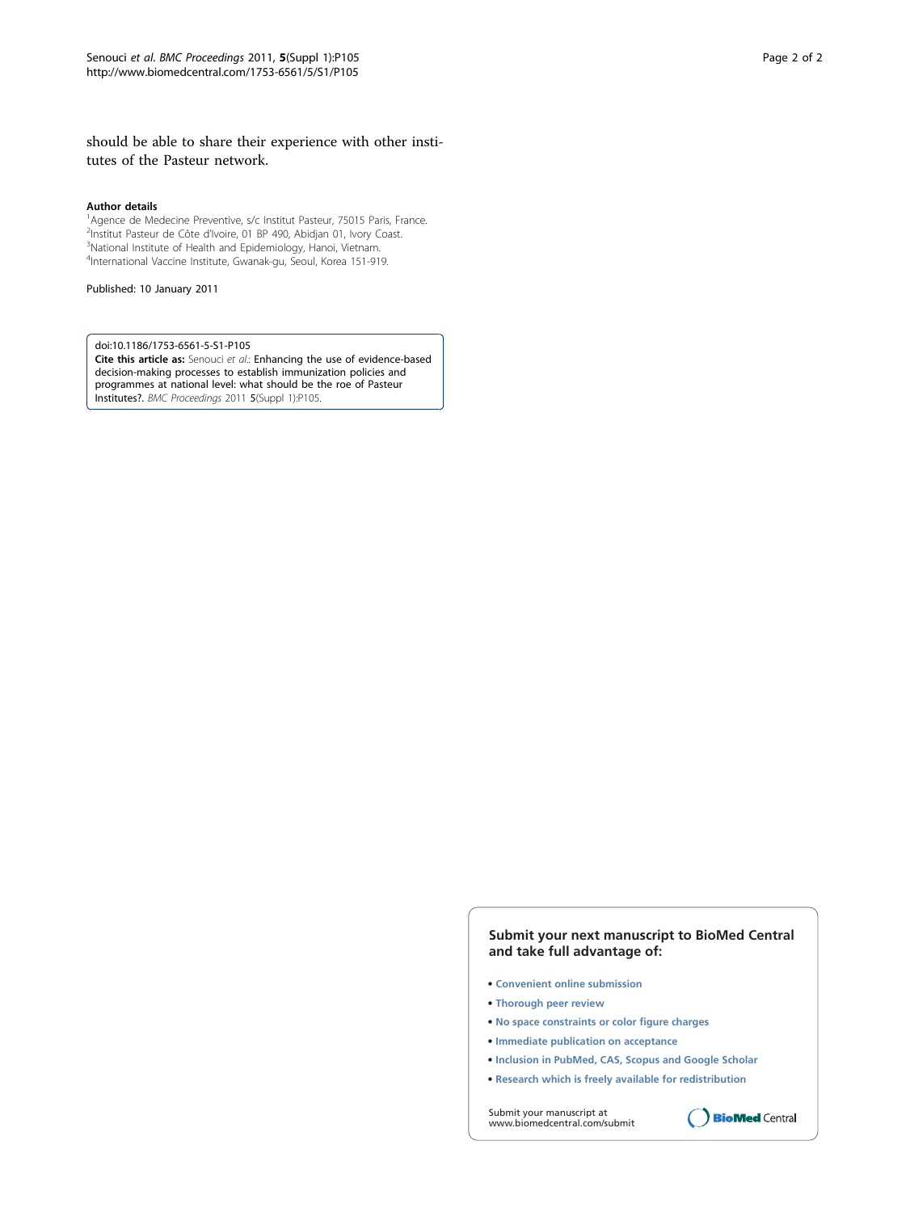should be able to share their experience with other institutes of the Pasteur network.

**Author details**

[1]Agence de Medecine Preventive, s/c Institut Pasteur, 75015 Paris, France. [2]Institut Pasteur de Côte d'Ivoire, 01 BP 490, Abidjan 01, Ivory Coast. [3]National Institute of Health and Epidemiology, Hanoi, Vietnam. [4]International Vaccine Institute, Gwanak-gu, Seoul, Korea 151-919.

Published: 10 January 2011

doi:10.1186/1753-6561-5-S1-P105

**Cite this article as:** Senouci *et al.*: Enhancing the use of evidence-based decision-making processes to establish immunization policies and programmes at national level: what should be the roe of Pasteur Institutes?. *BMC Proceedings* 2011 **5**(Suppl 1):P105.

**Submit your next manuscript to BioMed Central and take full advantage of:**

- **Convenient online submission**
- **Thorough peer review**
- **No space constraints or color figure charges**
- **Immediate publication on acceptance**
- **Inclusion in PubMed, CAS, Scopus and Google Scholar**
- **Research which is freely available for redistribution**

Submit your manuscript at www.biomedcentral.com/submit

BioMed Central